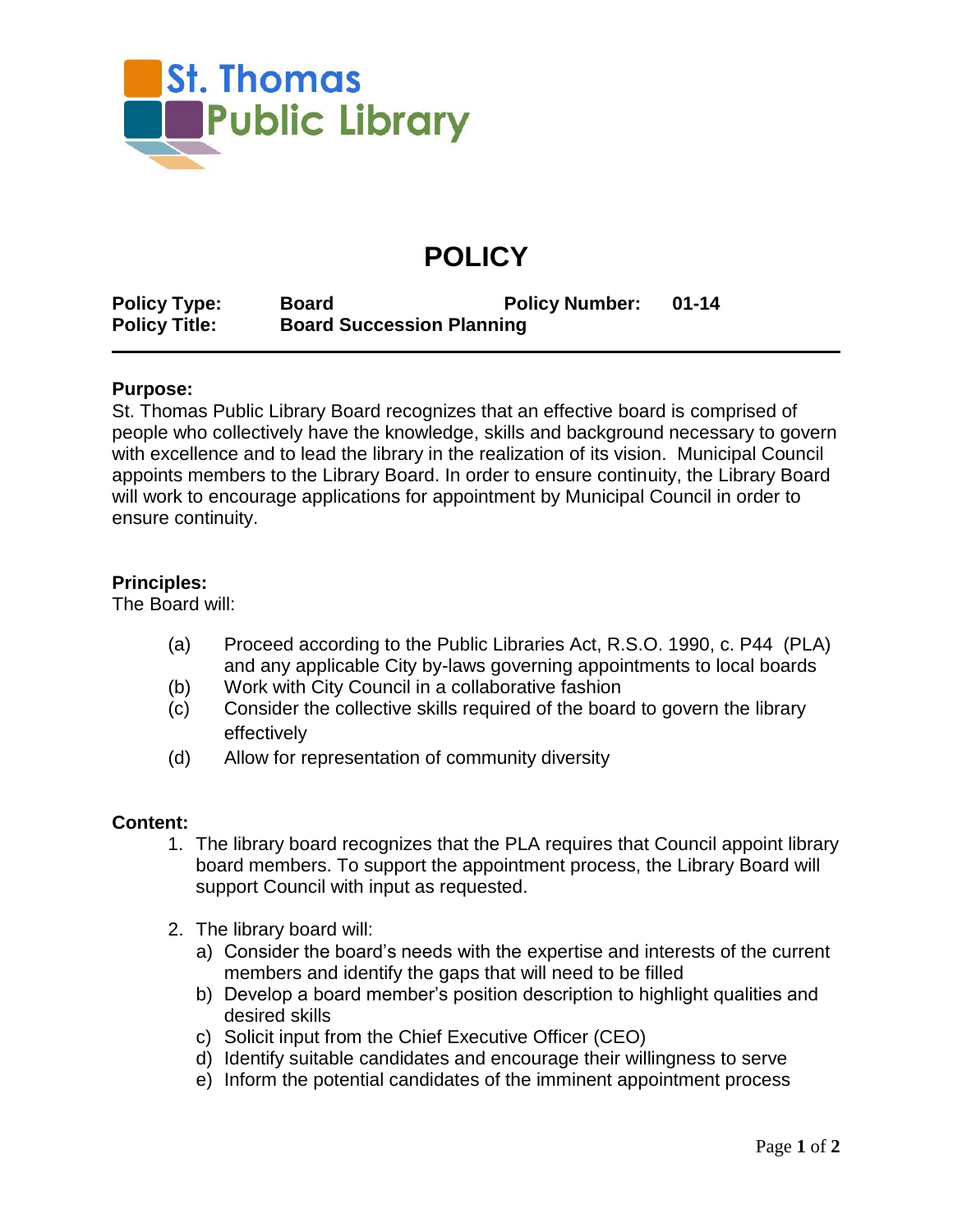St. Thomas Public Library

# POLICY

| **Policy Type:** | **Board** | **Policy Number:** | **01-14** |
| --- | --- | --- | --- |
| **Policy Title:** | **Board Succession Planning** | | |

**Purpose:**
St. Thomas Public Library Board recognizes that an effective board is comprised of people who collectively have the knowledge, skills and background necessary to govern with excellence and to lead the library in the realization of its vision. Municipal Council appoints members to the Library Board. In order to ensure continuity, the Library Board will work to encourage applications for appointment by Municipal Council in order to ensure continuity.

**Principles:**
The Board will:

- (a) Proceed according to the Public Libraries Act, R.S.O. 1990, c. P44 (PLA) and any applicable City by-laws governing appointments to local boards
- (b) Work with City Council in a collaborative fashion
- (c) Consider the collective skills required of the board to govern the library effectively
- (d) Allow for representation of community diversity

**Content:**

1. The library board recognizes that the PLA requires that Council appoint library board members. To support the appointment process, the Library Board will support Council with input as requested.

2. The library board will:
   - a) Consider the board's needs with the expertise and interests of the current members and identify the gaps that will need to be filled
   - b) Develop a board member's position description to highlight qualities and desired skills
   - c) Solicit input from the Chief Executive Officer (CEO)
   - d) Identify suitable candidates and encourage their willingness to serve
   - e) Inform the potential candidates of the imminent appointment process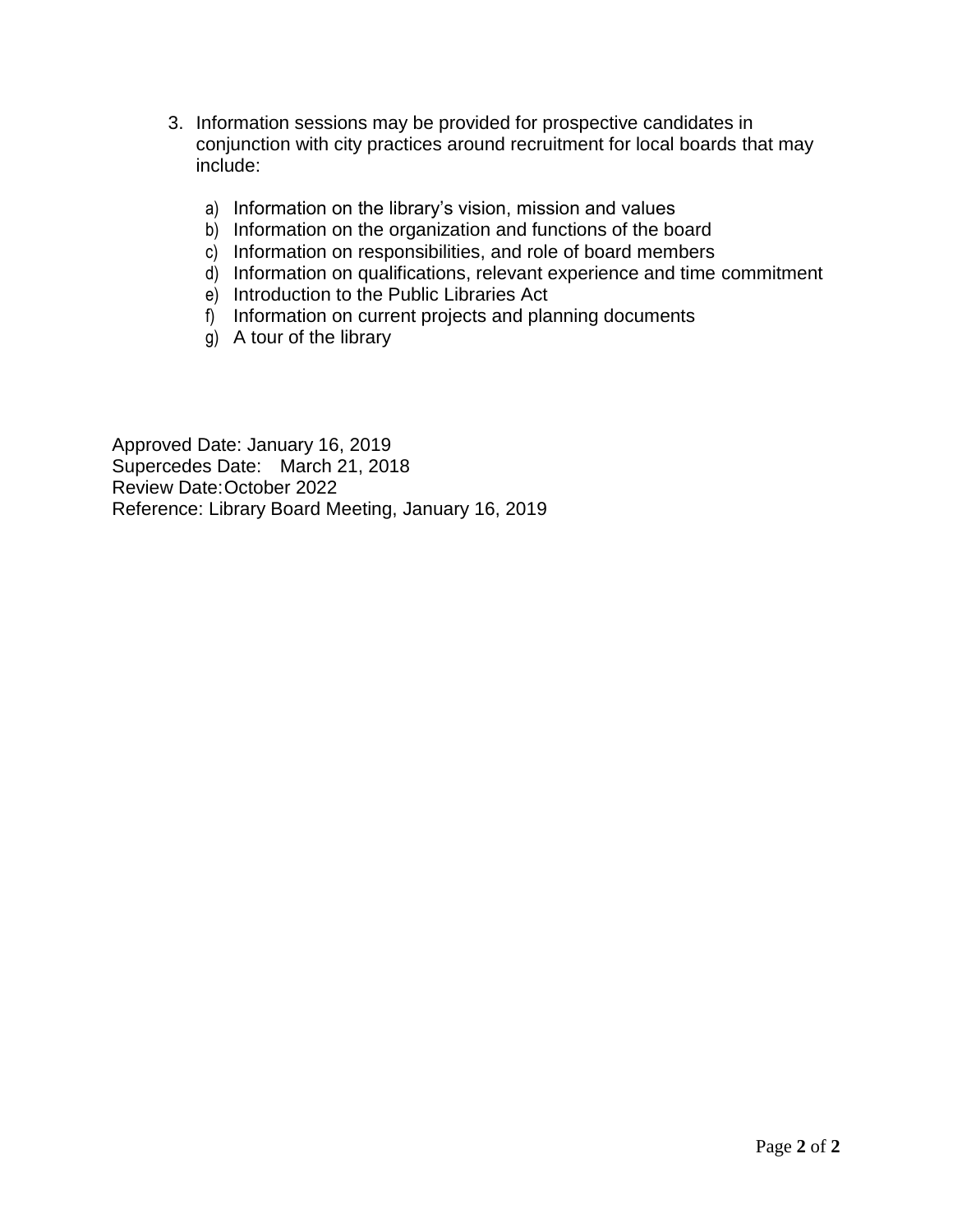3. Information sessions may be provided for prospective candidates in conjunction with city practices around recruitment for local boards that may include:

   a) Information on the library's vision, mission and values
   b) Information on the organization and functions of the board
   c) Information on responsibilities, and role of board members
   d) Information on qualifications, relevant experience and time commitment
   e) Introduction to the Public Libraries Act
   f) Information on current projects and planning documents
   g) A tour of the library

Approved Date: January 16, 2019
Supercedes Date: March 21, 2018
Review Date: October 2022
Reference: Library Board Meeting, January 16, 2019